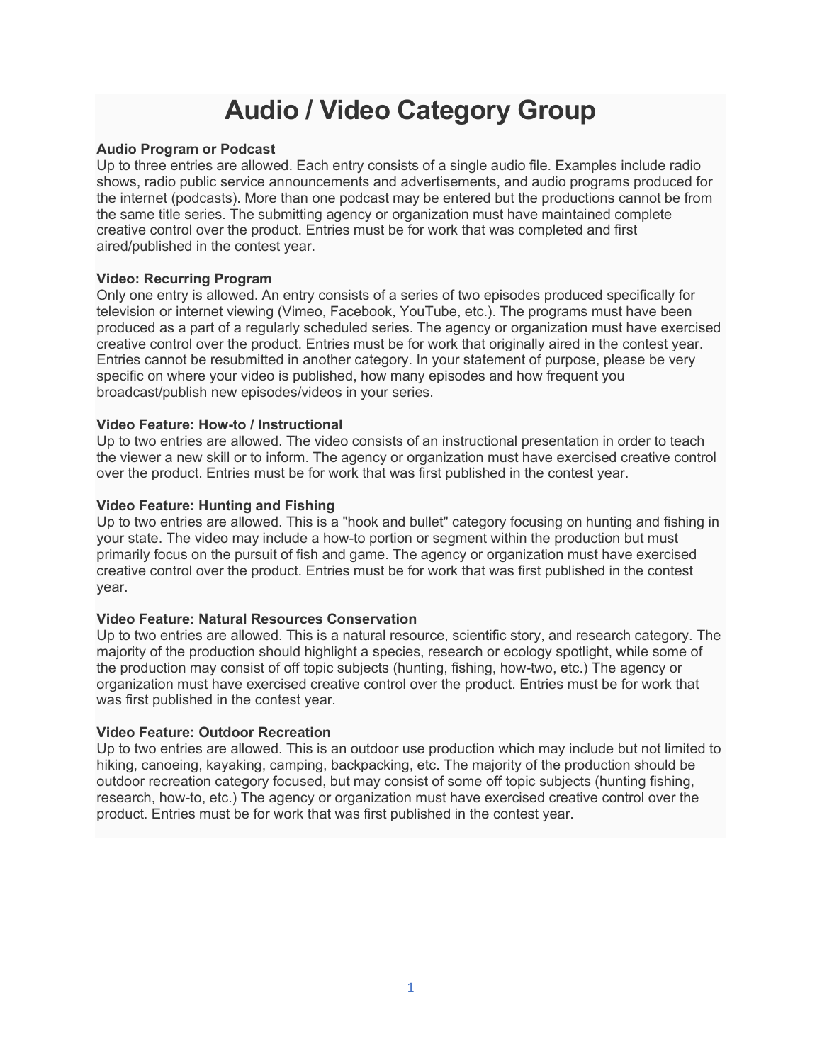# Audio / Video Category Group

**Audio Program or Podcast**
Up to three entries are allowed. Each entry consists of a single audio file. Examples include radio shows, radio public service announcements and advertisements, and audio programs produced for the internet (podcasts). More than one podcast may be entered but the productions cannot be from the same title series. The submitting agency or organization must have maintained complete creative control over the product. Entries must be for work that was completed and first aired/published in the contest year.

**Video: Recurring Program**
Only one entry is allowed. An entry consists of a series of two episodes produced specifically for television or internet viewing (Vimeo, Facebook, YouTube, etc.). The programs must have been produced as a part of a regularly scheduled series. The agency or organization must have exercised creative control over the product. Entries must be for work that originally aired in the contest year. Entries cannot be resubmitted in another category. In your statement of purpose, please be very specific on where your video is published, how many episodes and how frequent you broadcast/publish new episodes/videos in your series.

**Video Feature: How-to / Instructional**
Up to two entries are allowed. The video consists of an instructional presentation in order to teach the viewer a new skill or to inform. The agency or organization must have exercised creative control over the product. Entries must be for work that was first published in the contest year.

**Video Feature: Hunting and Fishing**
Up to two entries are allowed. This is a "hook and bullet" category focusing on hunting and fishing in your state. The video may include a how-to portion or segment within the production but must primarily focus on the pursuit of fish and game. The agency or organization must have exercised creative control over the product. Entries must be for work that was first published in the contest year.

**Video Feature: Natural Resources Conservation**
Up to two entries are allowed. This is a natural resource, scientific story, and research category. The majority of the production should highlight a species, research or ecology spotlight, while some of the production may consist of off topic subjects (hunting, fishing, how-two, etc.) The agency or organization must have exercised creative control over the product. Entries must be for work that was first published in the contest year.

**Video Feature: Outdoor Recreation**
Up to two entries are allowed. This is an outdoor use production which may include but not limited to hiking, canoeing, kayaking, camping, backpacking, etc. The majority of the production should be outdoor recreation category focused, but may consist of some off topic subjects (hunting fishing, research, how-to, etc.) The agency or organization must have exercised creative control over the product. Entries must be for work that was first published in the contest year.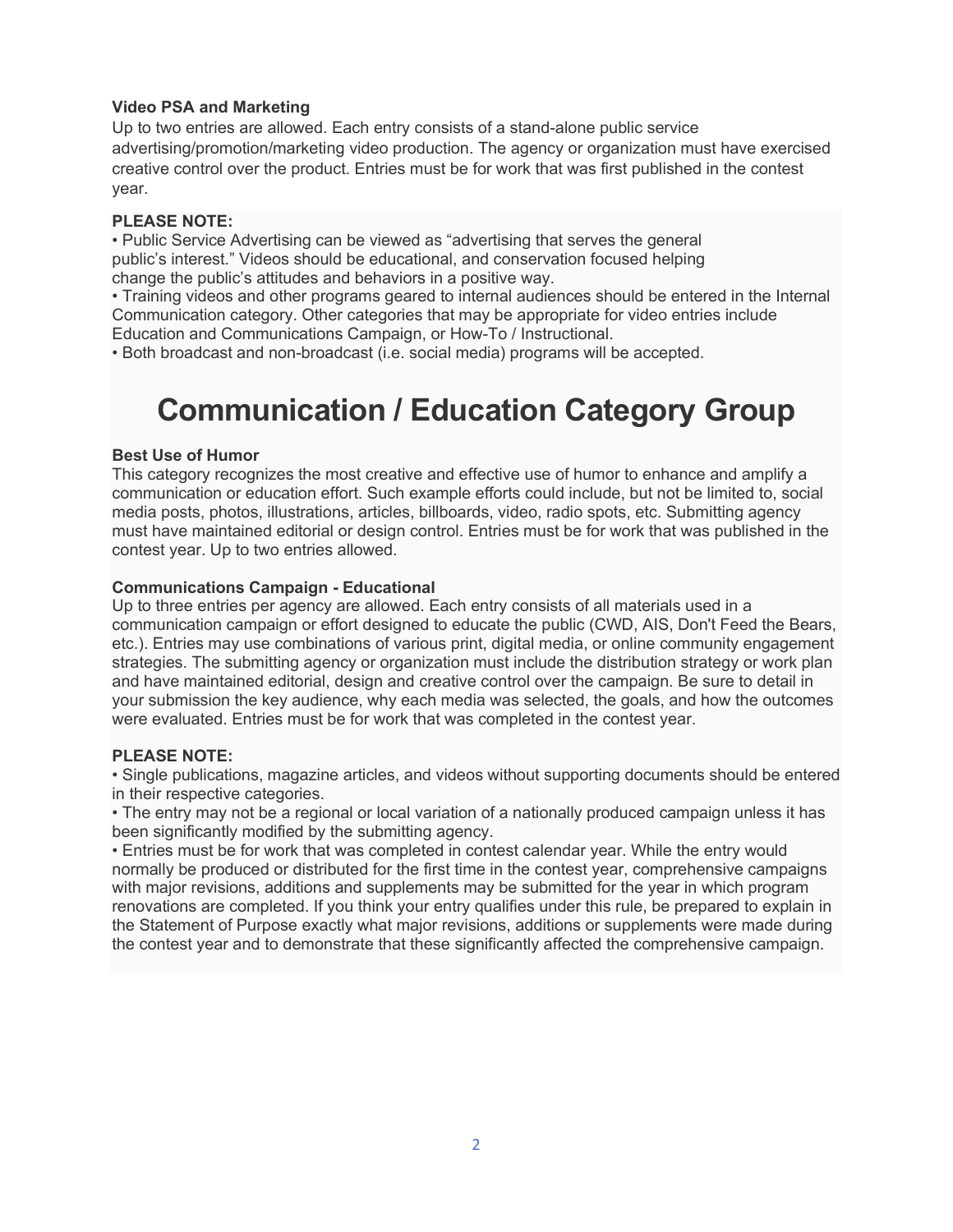**Video PSA and Marketing**

Up to two entries are allowed. Each entry consists of a stand-alone public service advertising/promotion/marketing video production. The agency or organization must have exercised creative control over the product. Entries must be for work that was first published in the contest year.

**PLEASE NOTE:**

- Public Service Advertising can be viewed as "advertising that serves the general public's interest." Videos should be educational, and conservation focused helping change the public's attitudes and behaviors in a positive way.
- Training videos and other programs geared to internal audiences should be entered in the Internal Communication category. Other categories that may be appropriate for video entries include Education and Communications Campaign, or How-To / Instructional.
- Both broadcast and non-broadcast (i.e. social media) programs will be accepted.

# Communication / Education Category Group

**Best Use of Humor**

This category recognizes the most creative and effective use of humor to enhance and amplify a communication or education effort. Such example efforts could include, but not be limited to, social media posts, photos, illustrations, articles, billboards, video, radio spots, etc. Submitting agency must have maintained editorial or design control. Entries must be for work that was published in the contest year. Up to two entries allowed.

**Communications Campaign - Educational**

Up to three entries per agency are allowed. Each entry consists of all materials used in a communication campaign or effort designed to educate the public (CWD, AIS, Don't Feed the Bears, etc.). Entries may use combinations of various print, digital media, or online community engagement strategies. The submitting agency or organization must include the distribution strategy or work plan and have maintained editorial, design and creative control over the campaign. Be sure to detail in your submission the key audience, why each media was selected, the goals, and how the outcomes were evaluated. Entries must be for work that was completed in the contest year.

**PLEASE NOTE:**

- Single publications, magazine articles, and videos without supporting documents should be entered in their respective categories.
- The entry may not be a regional or local variation of a nationally produced campaign unless it has been significantly modified by the submitting agency.
- Entries must be for work that was completed in contest calendar year. While the entry would normally be produced or distributed for the first time in the contest year, comprehensive campaigns with major revisions, additions and supplements may be submitted for the year in which program renovations are completed. If you think your entry qualifies under this rule, be prepared to explain in the Statement of Purpose exactly what major revisions, additions or supplements were made during the contest year and to demonstrate that these significantly affected the comprehensive campaign.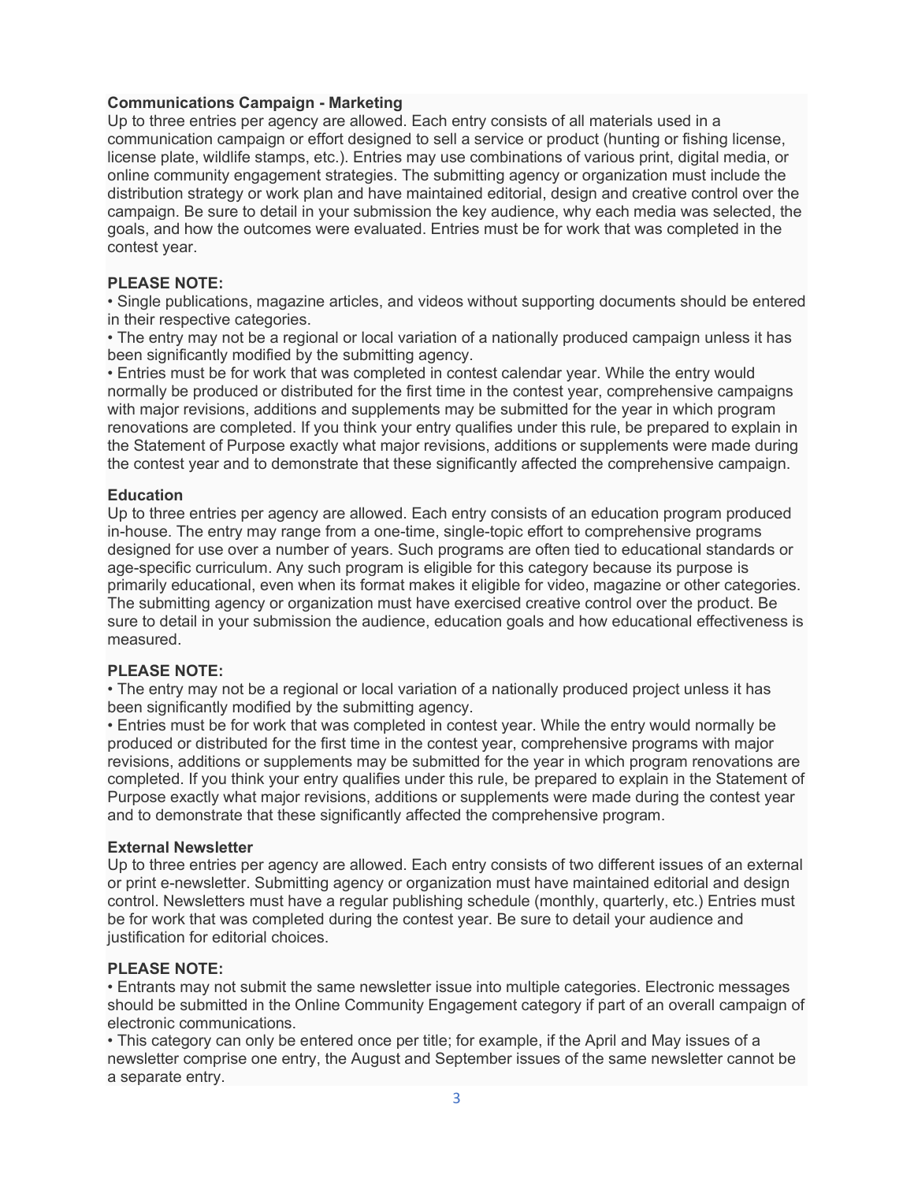**Communications Campaign - Marketing**

Up to three entries per agency are allowed. Each entry consists of all materials used in a communication campaign or effort designed to sell a service or product (hunting or fishing license, license plate, wildlife stamps, etc.). Entries may use combinations of various print, digital media, or online community engagement strategies. The submitting agency or organization must include the distribution strategy or work plan and have maintained editorial, design and creative control over the campaign. Be sure to detail in your submission the key audience, why each media was selected, the goals, and how the outcomes were evaluated. Entries must be for work that was completed in the contest year.

**PLEASE NOTE:**

- Single publications, magazine articles, and videos without supporting documents should be entered in their respective categories.
- The entry may not be a regional or local variation of a nationally produced campaign unless it has been significantly modified by the submitting agency.
- Entries must be for work that was completed in contest calendar year. While the entry would normally be produced or distributed for the first time in the contest year, comprehensive campaigns with major revisions, additions and supplements may be submitted for the year in which program renovations are completed. If you think your entry qualifies under this rule, be prepared to explain in the Statement of Purpose exactly what major revisions, additions or supplements were made during the contest year and to demonstrate that these significantly affected the comprehensive campaign.

**Education**

Up to three entries per agency are allowed. Each entry consists of an education program produced in-house. The entry may range from a one-time, single-topic effort to comprehensive programs designed for use over a number of years. Such programs are often tied to educational standards or age-specific curriculum. Any such program is eligible for this category because its purpose is primarily educational, even when its format makes it eligible for video, magazine or other categories. The submitting agency or organization must have exercised creative control over the product. Be sure to detail in your submission the audience, education goals and how educational effectiveness is measured.

**PLEASE NOTE:**

- The entry may not be a regional or local variation of a nationally produced project unless it has been significantly modified by the submitting agency.
- Entries must be for work that was completed in contest year. While the entry would normally be produced or distributed for the first time in the contest year, comprehensive programs with major revisions, additions or supplements may be submitted for the year in which program renovations are completed. If you think your entry qualifies under this rule, be prepared to explain in the Statement of Purpose exactly what major revisions, additions or supplements were made during the contest year and to demonstrate that these significantly affected the comprehensive program.

**External Newsletter**

Up to three entries per agency are allowed. Each entry consists of two different issues of an external or print e-newsletter. Submitting agency or organization must have maintained editorial and design control. Newsletters must have a regular publishing schedule (monthly, quarterly, etc.) Entries must be for work that was completed during the contest year. Be sure to detail your audience and justification for editorial choices.

**PLEASE NOTE:**

- Entrants may not submit the same newsletter issue into multiple categories. Electronic messages should be submitted in the Online Community Engagement category if part of an overall campaign of electronic communications.
- This category can only be entered once per title; for example, if the April and May issues of a newsletter comprise one entry, the August and September issues of the same newsletter cannot be a separate entry.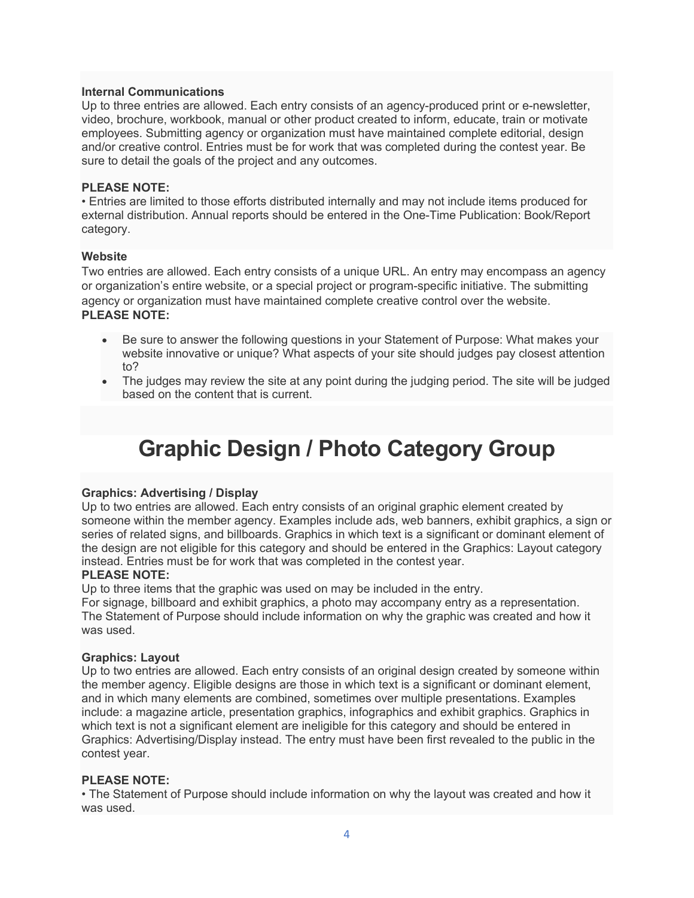**Internal Communications**
Up to three entries are allowed. Each entry consists of an agency-produced print or e-newsletter, video, brochure, workbook, manual or other product created to inform, educate, train or motivate employees. Submitting agency or organization must have maintained complete editorial, design and/or creative control. Entries must be for work that was completed during the contest year. Be sure to detail the goals of the project and any outcomes.

**PLEASE NOTE:**
• Entries are limited to those efforts distributed internally and may not include items produced for external distribution. Annual reports should be entered in the One-Time Publication: Book/Report category.

**Website**
Two entries are allowed. Each entry consists of a unique URL. An entry may encompass an agency or organization's entire website, or a special project or program-specific initiative. The submitting agency or organization must have maintained complete creative control over the website.
**PLEASE NOTE:**

- Be sure to answer the following questions in your Statement of Purpose: What makes your website innovative or unique? What aspects of your site should judges pay closest attention to?
- The judges may review the site at any point during the judging period. The site will be judged based on the content that is current.

# Graphic Design / Photo Category Group

**Graphics: Advertising / Display**
Up to two entries are allowed. Each entry consists of an original graphic element created by someone within the member agency. Examples include ads, web banners, exhibit graphics, a sign or series of related signs, and billboards. Graphics in which text is a significant or dominant element of the design are not eligible for this category and should be entered in the Graphics: Layout category instead. Entries must be for work that was completed in the contest year.
**PLEASE NOTE:**
Up to three items that the graphic was used on may be included in the entry.
For signage, billboard and exhibit graphics, a photo may accompany entry as a representation.
The Statement of Purpose should include information on why the graphic was created and how it was used.

**Graphics: Layout**
Up to two entries are allowed. Each entry consists of an original design created by someone within the member agency. Eligible designs are those in which text is a significant or dominant element, and in which many elements are combined, sometimes over multiple presentations. Examples include: a magazine article, presentation graphics, infographics and exhibit graphics. Graphics in which text is not a significant element are ineligible for this category and should be entered in Graphics: Advertising/Display instead. The entry must have been first revealed to the public in the contest year.

**PLEASE NOTE:**
• The Statement of Purpose should include information on why the layout was created and how it was used.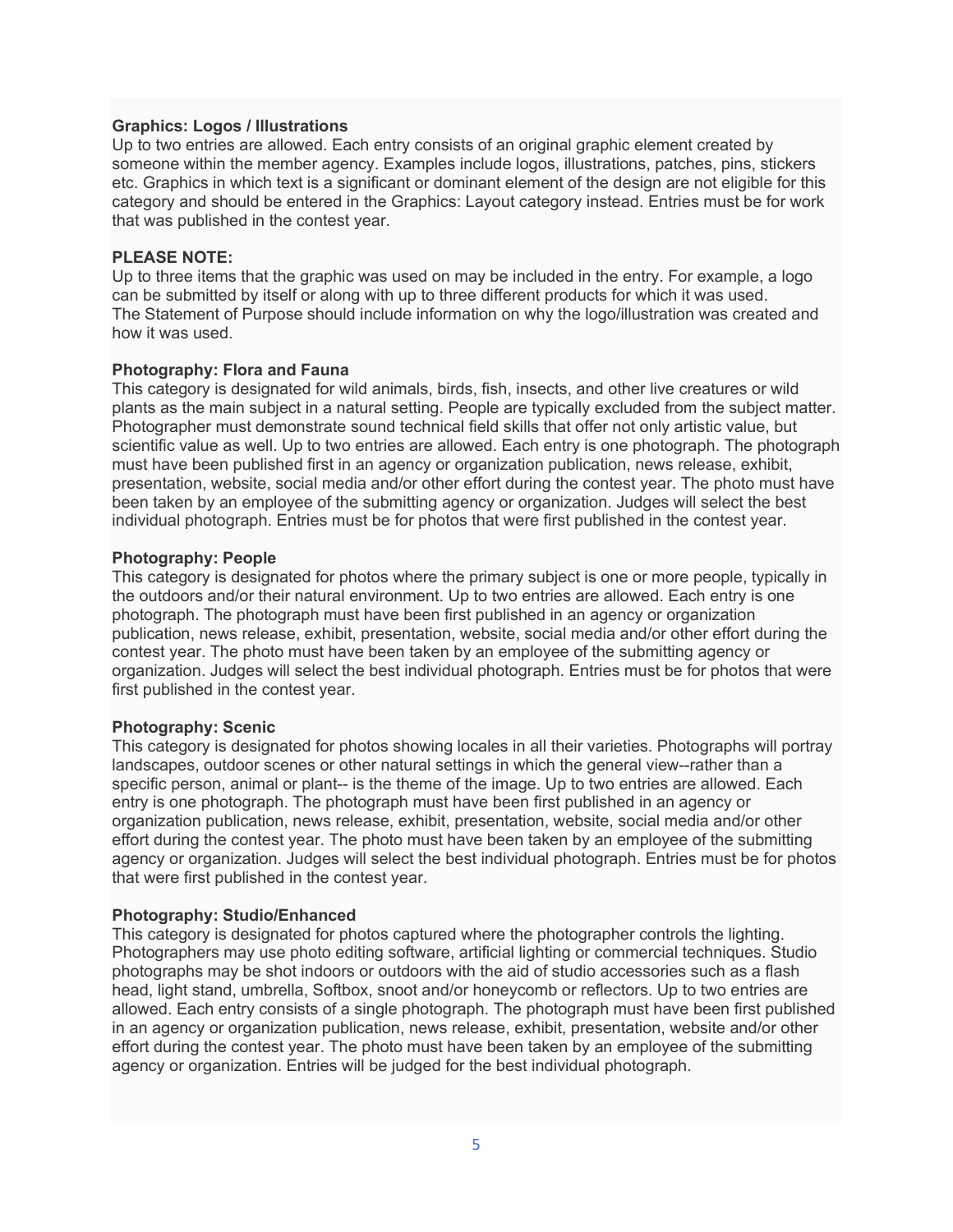**Graphics: Logos / Illustrations**
Up to two entries are allowed. Each entry consists of an original graphic element created by someone within the member agency. Examples include logos, illustrations, patches, pins, stickers etc. Graphics in which text is a significant or dominant element of the design are not eligible for this category and should be entered in the Graphics: Layout category instead. Entries must be for work that was published in the contest year.

**PLEASE NOTE:**
Up to three items that the graphic was used on may be included in the entry. For example, a logo can be submitted by itself or along with up to three different products for which it was used. The Statement of Purpose should include information on why the logo/illustration was created and how it was used.

**Photography: Flora and Fauna**
This category is designated for wild animals, birds, fish, insects, and other live creatures or wild plants as the main subject in a natural setting. People are typically excluded from the subject matter. Photographer must demonstrate sound technical field skills that offer not only artistic value, but scientific value as well. Up to two entries are allowed. Each entry is one photograph. The photograph must have been published first in an agency or organization publication, news release, exhibit, presentation, website, social media and/or other effort during the contest year. The photo must have been taken by an employee of the submitting agency or organization. Judges will select the best individual photograph. Entries must be for photos that were first published in the contest year.

**Photography: People**
This category is designated for photos where the primary subject is one or more people, typically in the outdoors and/or their natural environment. Up to two entries are allowed. Each entry is one photograph. The photograph must have been first published in an agency or organization publication, news release, exhibit, presentation, website, social media and/or other effort during the contest year. The photo must have been taken by an employee of the submitting agency or organization. Judges will select the best individual photograph. Entries must be for photos that were first published in the contest year.

**Photography: Scenic**
This category is designated for photos showing locales in all their varieties. Photographs will portray landscapes, outdoor scenes or other natural settings in which the general view--rather than a specific person, animal or plant-- is the theme of the image. Up to two entries are allowed. Each entry is one photograph. The photograph must have been first published in an agency or organization publication, news release, exhibit, presentation, website, social media and/or other effort during the contest year. The photo must have been taken by an employee of the submitting agency or organization. Judges will select the best individual photograph. Entries must be for photos that were first published in the contest year.

**Photography: Studio/Enhanced**
This category is designated for photos captured where the photographer controls the lighting. Photographers may use photo editing software, artificial lighting or commercial techniques. Studio photographs may be shot indoors or outdoors with the aid of studio accessories such as a flash head, light stand, umbrella, Softbox, snoot and/or honeycomb or reflectors. Up to two entries are allowed. Each entry consists of a single photograph. The photograph must have been first published in an agency or organization publication, news release, exhibit, presentation, website and/or other effort during the contest year. The photo must have been taken by an employee of the submitting agency or organization. Entries will be judged for the best individual photograph.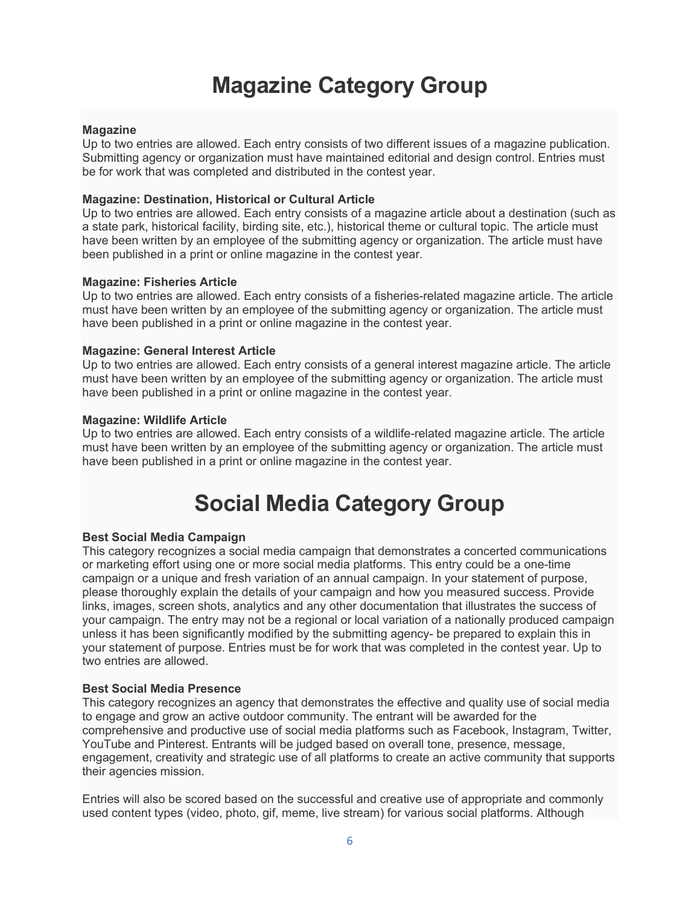# Magazine Category Group

**Magazine**
Up to two entries are allowed. Each entry consists of two different issues of a magazine publication. Submitting agency or organization must have maintained editorial and design control. Entries must be for work that was completed and distributed in the contest year.

**Magazine: Destination, Historical or Cultural Article**
Up to two entries are allowed. Each entry consists of a magazine article about a destination (such as a state park, historical facility, birding site, etc.), historical theme or cultural topic. The article must have been written by an employee of the submitting agency or organization. The article must have been published in a print or online magazine in the contest year.

**Magazine: Fisheries Article**
Up to two entries are allowed. Each entry consists of a fisheries-related magazine article. The article must have been written by an employee of the submitting agency or organization. The article must have been published in a print or online magazine in the contest year.

**Magazine: General Interest Article**
Up to two entries are allowed. Each entry consists of a general interest magazine article. The article must have been written by an employee of the submitting agency or organization. The article must have been published in a print or online magazine in the contest year.

**Magazine: Wildlife Article**
Up to two entries are allowed. Each entry consists of a wildlife-related magazine article. The article must have been written by an employee of the submitting agency or organization. The article must have been published in a print or online magazine in the contest year.

# Social Media Category Group

**Best Social Media Campaign**
This category recognizes a social media campaign that demonstrates a concerted communications or marketing effort using one or more social media platforms. This entry could be a one-time campaign or a unique and fresh variation of an annual campaign. In your statement of purpose, please thoroughly explain the details of your campaign and how you measured success. Provide links, images, screen shots, analytics and any other documentation that illustrates the success of your campaign. The entry may not be a regional or local variation of a nationally produced campaign unless it has been significantly modified by the submitting agency- be prepared to explain this in your statement of purpose. Entries must be for work that was completed in the contest year. Up to two entries are allowed.

**Best Social Media Presence**
This category recognizes an agency that demonstrates the effective and quality use of social media to engage and grow an active outdoor community. The entrant will be awarded for the comprehensive and productive use of social media platforms such as Facebook, Instagram, Twitter, YouTube and Pinterest. Entrants will be judged based on overall tone, presence, message, engagement, creativity and strategic use of all platforms to create an active community that supports their agencies mission.

Entries will also be scored based on the successful and creative use of appropriate and commonly used content types (video, photo, gif, meme, live stream) for various social platforms. Although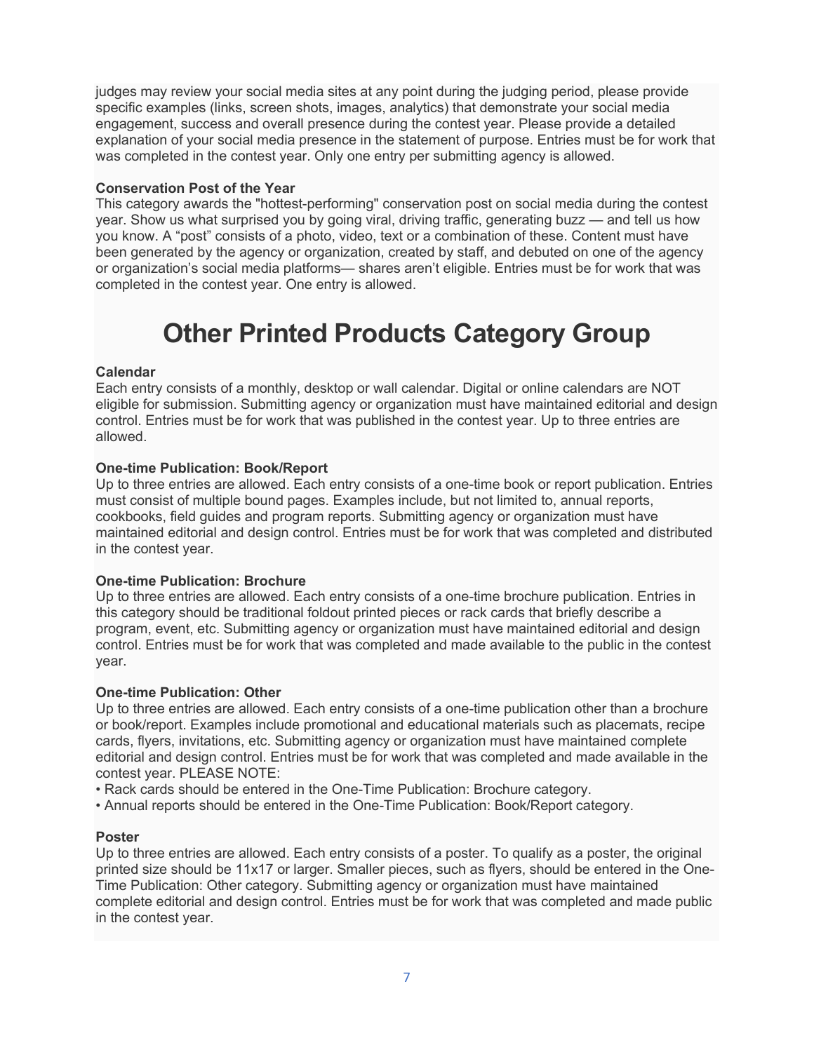judges may review your social media sites at any point during the judging period, please provide specific examples (links, screen shots, images, analytics) that demonstrate your social media engagement, success and overall presence during the contest year. Please provide a detailed explanation of your social media presence in the statement of purpose. Entries must be for work that was completed in the contest year. Only one entry per submitting agency is allowed.

**Conservation Post of the Year**
This category awards the "hottest-performing" conservation post on social media during the contest year. Show us what surprised you by going viral, driving traffic, generating buzz — and tell us how you know. A "post" consists of a photo, video, text or a combination of these. Content must have been generated by the agency or organization, created by staff, and debuted on one of the agency or organization's social media platforms— shares aren't eligible. Entries must be for work that was completed in the contest year. One entry is allowed.

# Other Printed Products Category Group

**Calendar**
Each entry consists of a monthly, desktop or wall calendar. Digital or online calendars are NOT eligible for submission. Submitting agency or organization must have maintained editorial and design control. Entries must be for work that was published in the contest year. Up to three entries are allowed.

**One-time Publication: Book/Report**
Up to three entries are allowed. Each entry consists of a one-time book or report publication. Entries must consist of multiple bound pages. Examples include, but not limited to, annual reports, cookbooks, field guides and program reports. Submitting agency or organization must have maintained editorial and design control. Entries must be for work that was completed and distributed in the contest year.

**One-time Publication: Brochure**
Up to three entries are allowed. Each entry consists of a one-time brochure publication. Entries in this category should be traditional foldout printed pieces or rack cards that briefly describe a program, event, etc. Submitting agency or organization must have maintained editorial and design control. Entries must be for work that was completed and made available to the public in the contest year.

**One-time Publication: Other**
Up to three entries are allowed. Each entry consists of a one-time publication other than a brochure or book/report. Examples include promotional and educational materials such as placemats, recipe cards, flyers, invitations, etc. Submitting agency or organization must have maintained complete editorial and design control. Entries must be for work that was completed and made available in the contest year. PLEASE NOTE:

- Rack cards should be entered in the One-Time Publication: Brochure category.
- Annual reports should be entered in the One-Time Publication: Book/Report category.

**Poster**
Up to three entries are allowed. Each entry consists of a poster. To qualify as a poster, the original printed size should be 11x17 or larger. Smaller pieces, such as flyers, should be entered in the One-Time Publication: Other category. Submitting agency or organization must have maintained complete editorial and design control. Entries must be for work that was completed and made public in the contest year.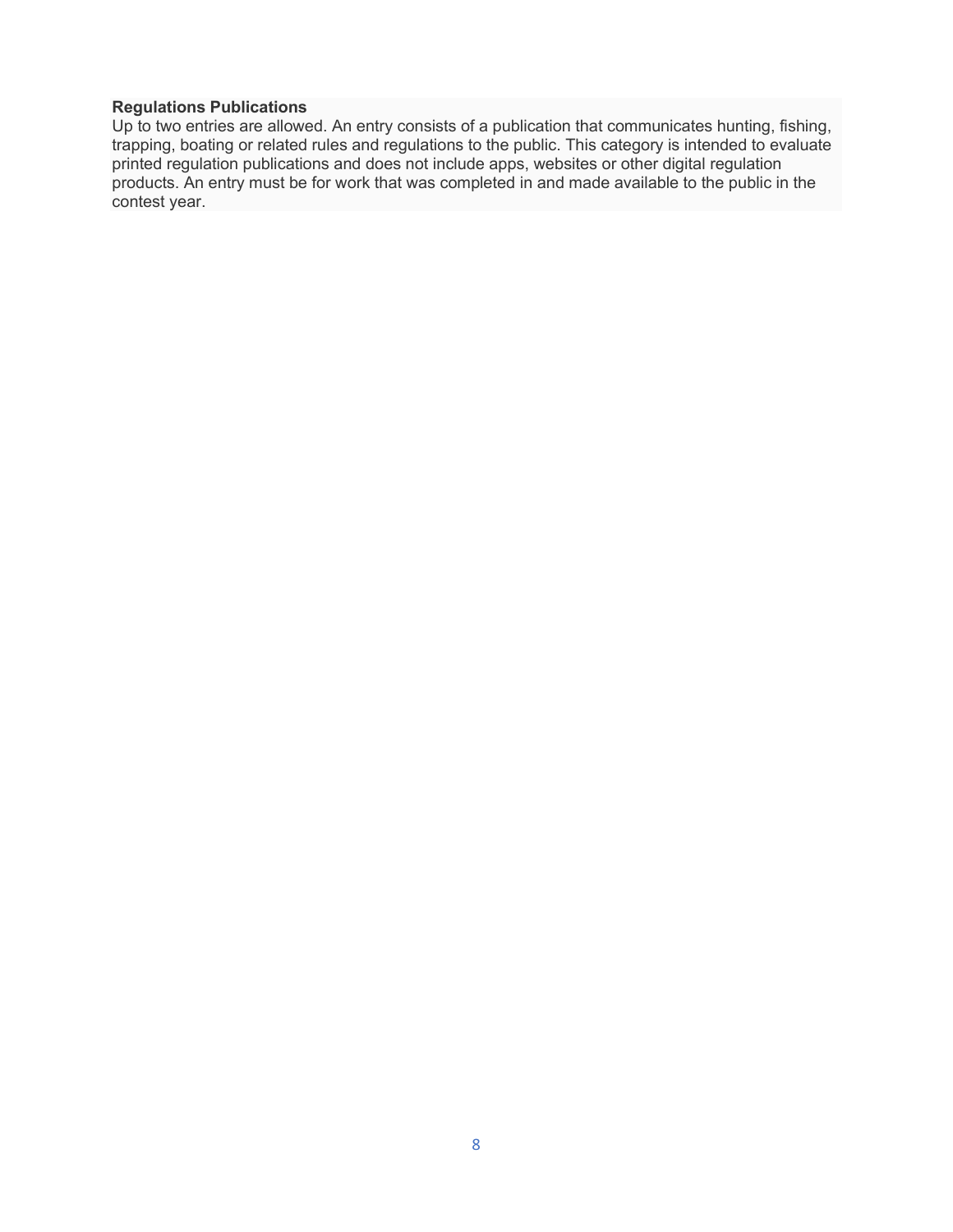**Regulations Publications**

Up to two entries are allowed. An entry consists of a publication that communicates hunting, fishing, trapping, boating or related rules and regulations to the public. This category is intended to evaluate printed regulation publications and does not include apps, websites or other digital regulation products. An entry must be for work that was completed in and made available to the public in the contest year.